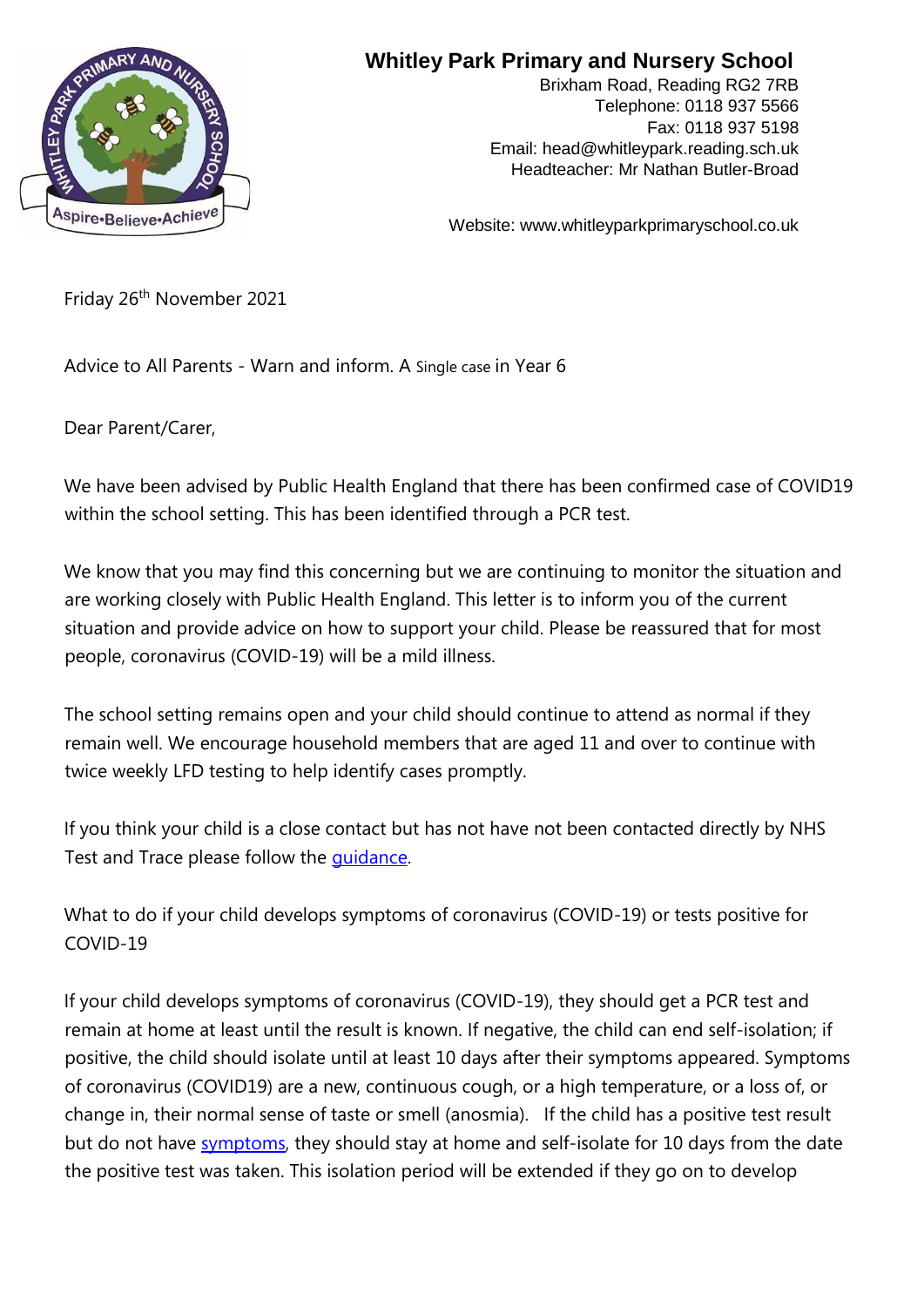# Whitley Park Primary and Nursery School

Brixham Road, Reading RG2 7RB
Telephone: 0118 937 5566
Fax: 0118 937 5198
Email: head@whitleypark.reading.sch.uk
Headteacher: Mr Nathan Butler-Broad

Website: www.whitleyparkprimaryschool.co.uk

Aspire•Believe•Achieve

Friday 26th November 2021

Advice to All Parents - Warn and inform. A Single case in Year 6

Dear Parent/Carer,

We have been advised by Public Health England that there has been confirmed case of COVID19 within the school setting. This has been identified through a PCR test.

We know that you may find this concerning but we are continuing to monitor the situation and are working closely with Public Health England. This letter is to inform you of the current situation and provide advice on how to support your child. Please be reassured that for most people, coronavirus (COVID-19) will be a mild illness.

The school setting remains open and your child should continue to attend as normal if they remain well. We encourage household members that are aged 11 and over to continue with twice weekly LFD testing to help identify cases promptly.

If you think your child is a close contact but has not have not been contacted directly by NHS Test and Trace please follow the guidance.

What to do if your child develops symptoms of coronavirus (COVID-19) or tests positive for COVID-19

If your child develops symptoms of coronavirus (COVID-19), they should get a PCR test and remain at home at least until the result is known. If negative, the child can end self-isolation; if positive, the child should isolate until at least 10 days after their symptoms appeared. Symptoms of coronavirus (COVID19) are a new, continuous cough, or a high temperature, or a loss of, or change in, their normal sense of taste or smell (anosmia). If the child has a positive test result but do not have symptoms, they should stay at home and self-isolate for 10 days from the date the positive test was taken. This isolation period will be extended if they go on to develop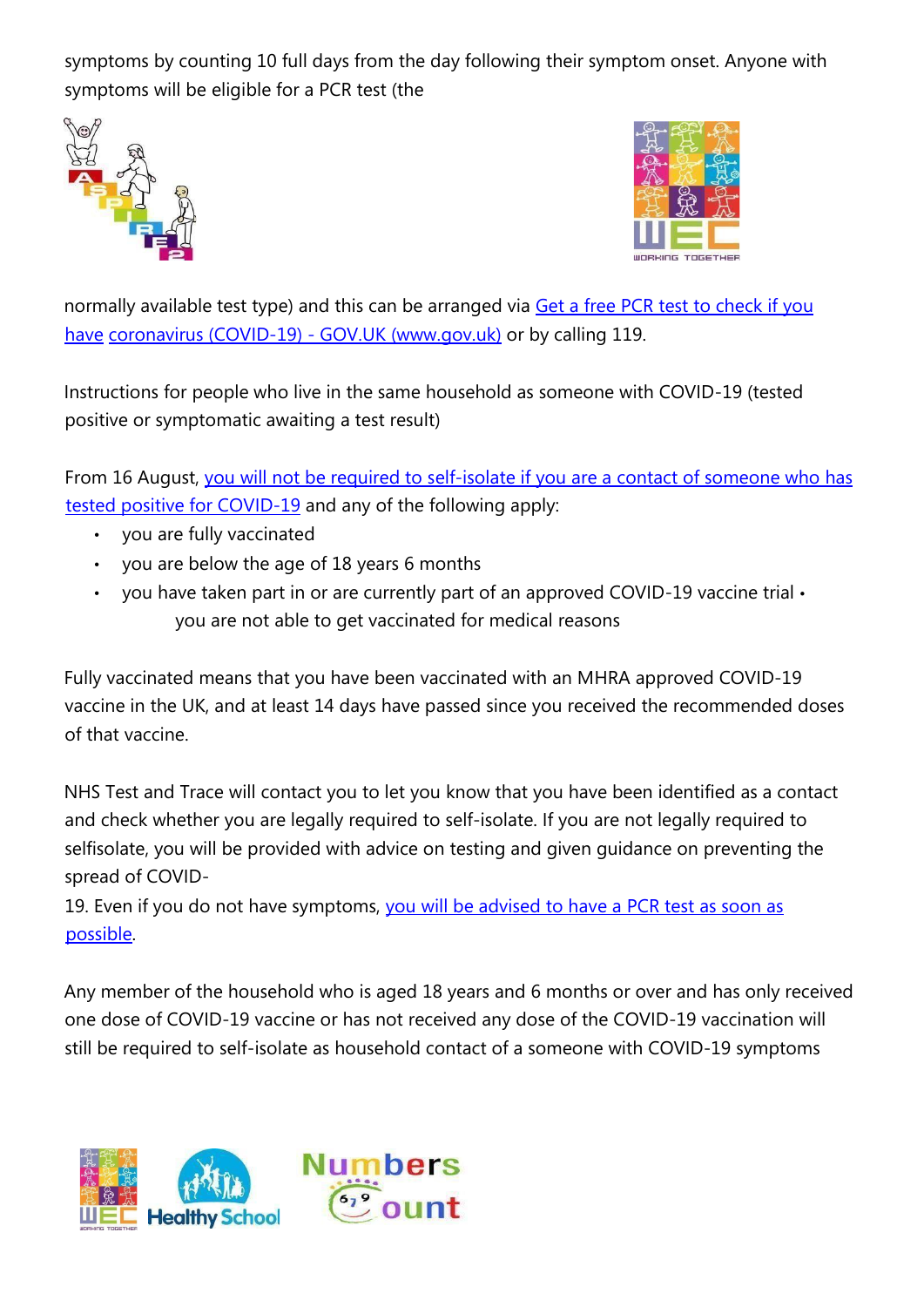symptoms by counting 10 full days from the day following their symptom onset. Anyone with symptoms will be eligible for a PCR test (the normally available test type) and this can be arranged via [Get a free PCR test to check if you have](https://www.gov.uk) [coronavirus (COVID-19) - GOV.UK (www.gov.uk)](https://www.gov.uk) or by calling 119.

Instructions for people who live in the same household as someone with COVID-19 (tested positive or symptomatic awaiting a test result)

From 16 August, [you will not be required to self-isolate if you are a contact of someone who has tested positive for COVID-19](https://www.gov.uk) and any of the following apply:

- you are fully vaccinated
- you are below the age of 18 years 6 months
- you have taken part in or are currently part of an approved COVID-19 vaccine trial
- you are not able to get vaccinated for medical reasons

Fully vaccinated means that you have been vaccinated with an MHRA approved COVID-19 vaccine in the UK, and at least 14 days have passed since you received the recommended doses of that vaccine.

NHS Test and Trace will contact you to let you know that you have been identified as a contact and check whether you are legally required to self-isolate. If you are not legally required to selfisolate, you will be provided with advice on testing and given guidance on preventing the spread of COVID-19. Even if you do not have symptoms, [you will be advised to have a PCR test as soon as possible](https://www.gov.uk).

Any member of the household who is aged 18 years and 6 months or over and has only received one dose of COVID-19 vaccine or has not received any dose of the COVID-19 vaccination will still be required to self-isolate as household contact of a someone with COVID-19 symptoms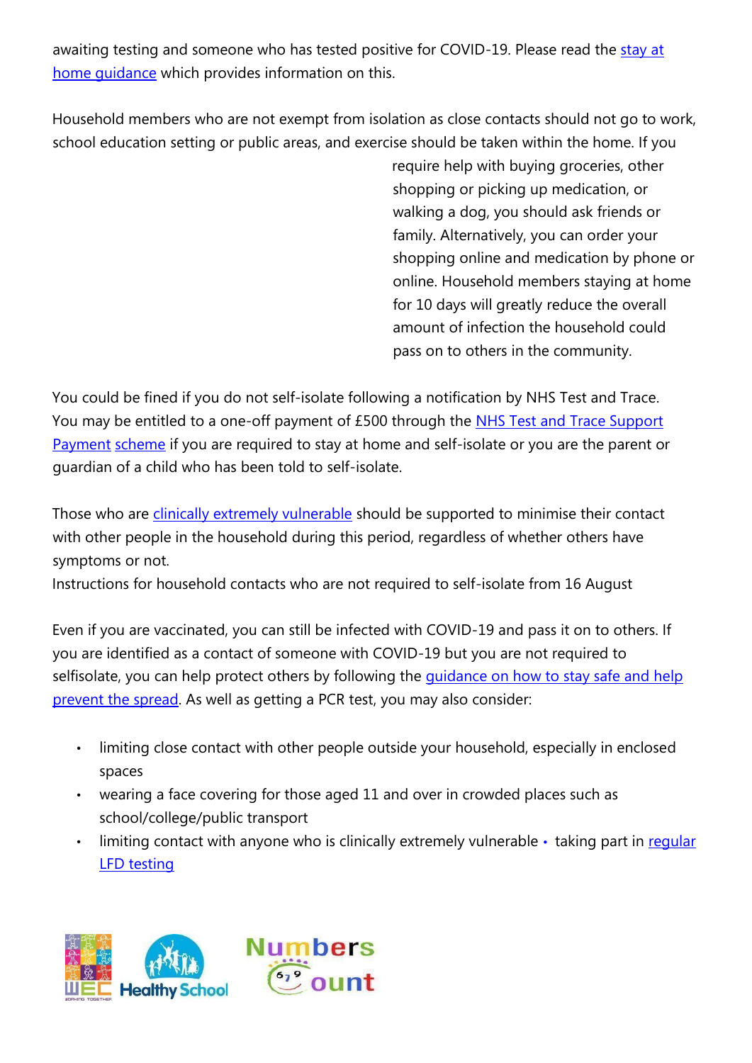awaiting testing and someone who has tested positive for COVID-19. Please read the stay at home guidance which provides information on this.

Household members who are not exempt from isolation as close contacts should not go to work, school education setting or public areas, and exercise should be taken within the home. If you require help with buying groceries, other shopping or picking up medication, or walking a dog, you should ask friends or family. Alternatively, you can order your shopping online and medication by phone or online. Household members staying at home for 10 days will greatly reduce the overall amount of infection the household could pass on to others in the community.

You could be fined if you do not self-isolate following a notification by NHS Test and Trace. You may be entitled to a one-off payment of £500 through the NHS Test and Trace Support Payment scheme if you are required to stay at home and self-isolate or you are the parent or guardian of a child who has been told to self-isolate.

Those who are clinically extremely vulnerable should be supported to minimise their contact with other people in the household during this period, regardless of whether others have symptoms or not.

Instructions for household contacts who are not required to self-isolate from 16 August

Even if you are vaccinated, you can still be infected with COVID-19 and pass it on to others. If you are identified as a contact of someone with COVID-19 but you are not required to selfisolate, you can help protect others by following the guidance on how to stay safe and help prevent the spread. As well as getting a PCR test, you may also consider:

- limiting close contact with other people outside your household, especially in enclosed spaces
- wearing a face covering for those aged 11 and over in crowded places such as school/college/public transport
- limiting contact with anyone who is clinically extremely vulnerable
- taking part in regular LFD testing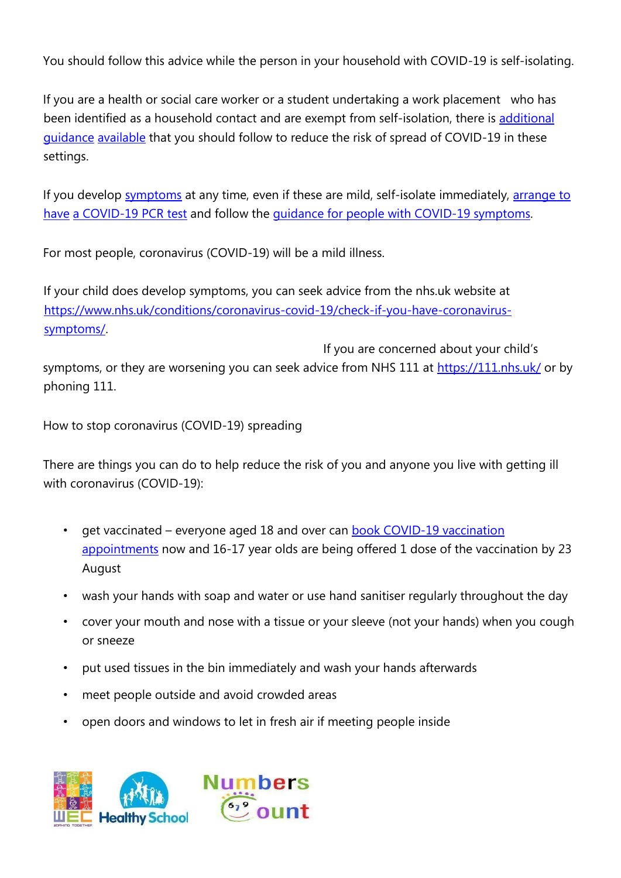You should follow this advice while the person in your household with COVID-19 is self-isolating.

If you are a health or social care worker or a student undertaking a work placement who has been identified as a household contact and are exempt from self-isolation, there is additional guidance available that you should follow to reduce the risk of spread of COVID-19 in these settings.

If you develop symptoms at any time, even if these are mild, self-isolate immediately, arrange to have a COVID-19 PCR test and follow the guidance for people with COVID-19 symptoms.

For most people, coronavirus (COVID-19) will be a mild illness.

If your child does develop symptoms, you can seek advice from the nhs.uk website at https://www.nhs.uk/conditions/coronavirus-covid-19/check-if-you-have-coronavirus-symptoms/.

If you are concerned about your child's symptoms, or they are worsening you can seek advice from NHS 111 at https://111.nhs.uk/ or by phoning 111.

How to stop coronavirus (COVID-19) spreading

There are things you can do to help reduce the risk of you and anyone you live with getting ill with coronavirus (COVID-19):

- get vaccinated – everyone aged 18 and over can book COVID-19 vaccination appointments now and 16-17 year olds are being offered 1 dose of the vaccination by 23 August
- wash your hands with soap and water or use hand sanitiser regularly throughout the day
- cover your mouth and nose with a tissue or your sleeve (not your hands) when you cough or sneeze
- put used tissues in the bin immediately and wash your hands afterwards
- meet people outside and avoid crowded areas
- open doors and windows to let in fresh air if meeting people inside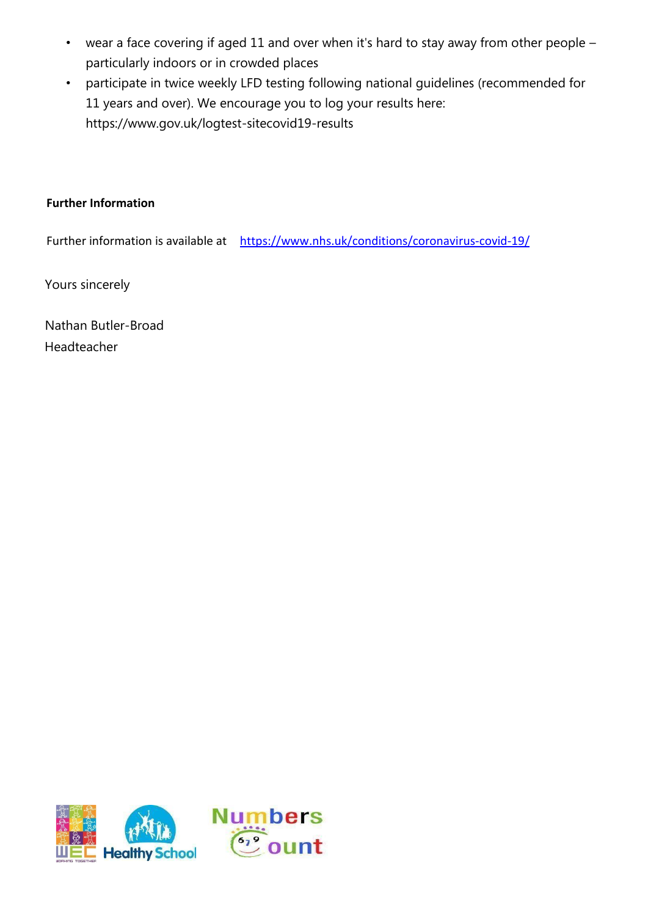- wear a face covering if aged 11 and over when it's hard to stay away from other people – particularly indoors or in crowded places
- participate in twice weekly LFD testing following national guidelines (recommended for 11 years and over). We encourage you to log your results here: https://www.gov.uk/logtest-sitecovid19-results

**Further Information**

Further information is available at https://www.nhs.uk/conditions/coronavirus-covid-19/

Yours sincerely

Nathan Butler-Broad
Headteacher